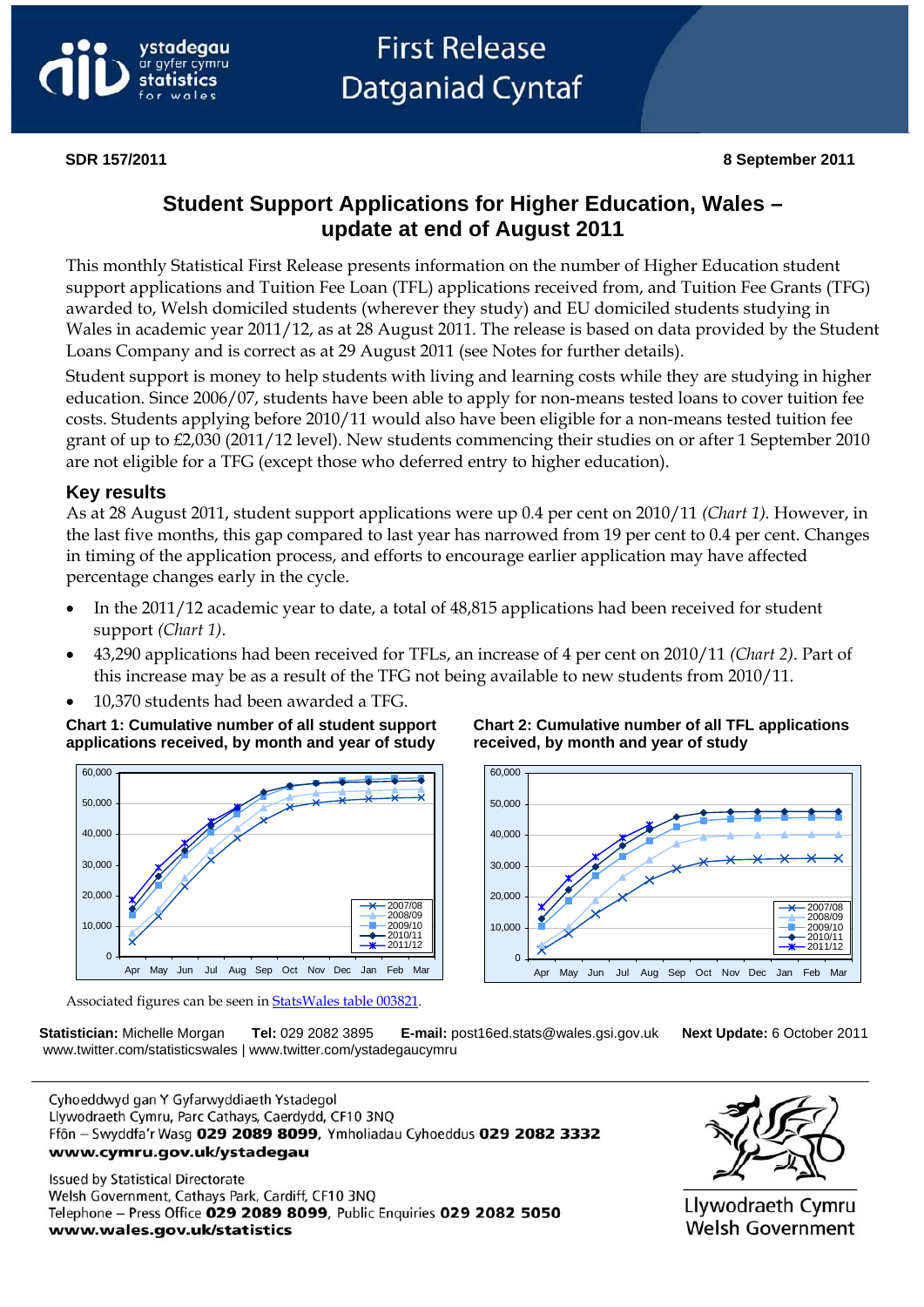First Release
Datganiad Cyntaf

**SDR 157/2011** **8 September 2011**

# Student Support Applications for Higher Education, Wales – update at end of August 2011

This monthly Statistical First Release presents information on the number of Higher Education student support applications and Tuition Fee Loan (TFL) applications received from, and Tuition Fee Grants (TFG) awarded to, Welsh domiciled students (wherever they study) and EU domiciled students studying in Wales in academic year 2011/12, as at 28 August 2011. The release is based on data provided by the Student Loans Company and is correct as at 29 August 2011 (see Notes for further details).

Student support is money to help students with living and learning costs while they are studying in higher education. Since 2006/07, students have been able to apply for non-means tested loans to cover tuition fee costs. Students applying before 2010/11 would also have been eligible for a non-means tested tuition fee grant of up to £2,030 (2011/12 level). New students commencing their studies on or after 1 September 2010 are not eligible for a TFG (except those who deferred entry to higher education).

## Key results

As at 28 August 2011, student support applications were up 0.4 per cent on 2010/11 *(Chart 1)*. However, in the last five months, this gap compared to last year has narrowed from 19 per cent to 0.4 per cent. Changes in timing of the application process, and efforts to encourage earlier application may have affected percentage changes early in the cycle.

- In the 2011/12 academic year to date, a total of 48,815 applications had been received for student support *(Chart 1)*.
- 43,290 applications had been received for TFLs, an increase of 4 per cent on 2010/11 *(Chart 2)*. Part of this increase may be as a result of the TFG not being available to new students from 2010/11.
- 10,370 students had been awarded a TFG.

**Chart 1: Cumulative number of all student support applications received, by month and year of study**

**Chart 2: Cumulative number of all TFL applications received, by month and year of study**

Associated figures can be seen in StatsWales table 003821.

**Statistician:** Michelle Morgan **Tel:** 029 2082 3895 **E-mail:** post16ed.stats@wales.gsi.gov.uk **Next Update:** 6 October 2011
www.twitter.com/statisticswales | www.twitter.com/ystadegaucymru

Cyhoeddwyd gan Y Gyfarwyddiaeth Ystadegol
Llywodraeth Cymru, Parc Cathays, Caerdydd, CF10 3NQ
Ffôn – Swyddfa'r Wasg **029 2089 8099**, Ymholiadau Cyhoeddus **029 2082 3332**
**www.cymru.gov.uk/ystadegau**

Issued by Statistical Directorate
Welsh Government, Cathays Park, Cardiff, CF10 3NQ
Telephone – Press Office **029 2089 8099**, Public Enquiries **029 2082 5050**
**www.wales.gov.uk/statistics**

Llywodraeth Cymru
Welsh Government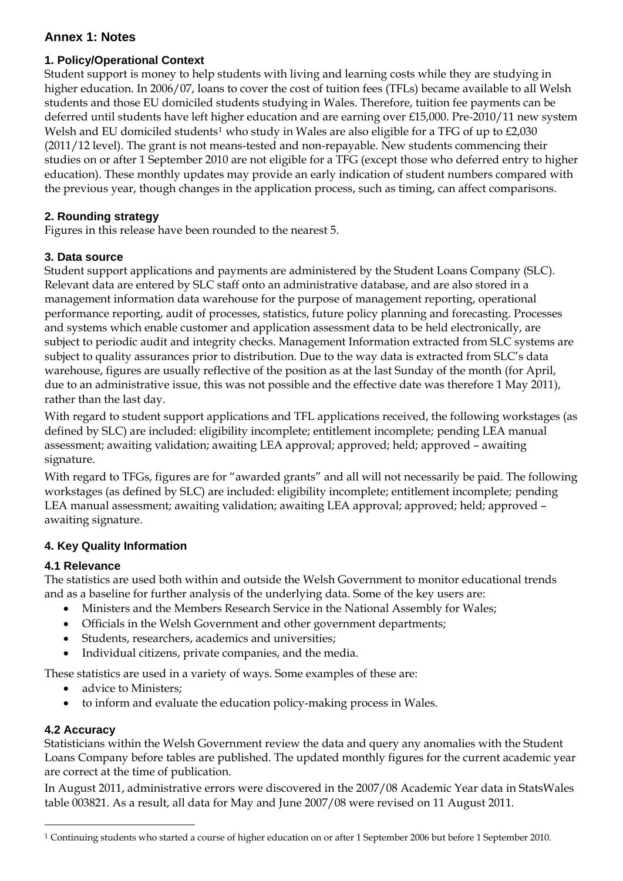## Annex 1: Notes

### 1. Policy/Operational Context

Student support is money to help students with living and learning costs while they are studying in higher education. In 2006/07, loans to cover the cost of tuition fees (TFLs) became available to all Welsh students and those EU domiciled students studying in Wales. Therefore, tuition fee payments can be deferred until students have left higher education and are earning over £15,000. Pre-2010/11 new system Welsh and EU domiciled students[1] who study in Wales are also eligible for a TFG of up to £2,030 (2011/12 level). The grant is not means-tested and non-repayable. New students commencing their studies on or after 1 September 2010 are not eligible for a TFG (except those who deferred entry to higher education). These monthly updates may provide an early indication of student numbers compared with the previous year, though changes in the application process, such as timing, can affect comparisons.

### 2. Rounding strategy

Figures in this release have been rounded to the nearest 5.

### 3. Data source

Student support applications and payments are administered by the Student Loans Company (SLC). Relevant data are entered by SLC staff onto an administrative database, and are also stored in a management information data warehouse for the purpose of management reporting, operational performance reporting, audit of processes, statistics, future policy planning and forecasting. Processes and systems which enable customer and application assessment data to be held electronically, are subject to periodic audit and integrity checks. Management Information extracted from SLC systems are subject to quality assurances prior to distribution. Due to the way data is extracted from SLC's data warehouse, figures are usually reflective of the position as at the last Sunday of the month (for April, due to an administrative issue, this was not possible and the effective date was therefore 1 May 2011), rather than the last day.

With regard to student support applications and TFL applications received, the following workstages (as defined by SLC) are included: eligibility incomplete; entitlement incomplete; pending LEA manual assessment; awaiting validation; awaiting LEA approval; approved; held; approved – awaiting signature.

With regard to TFGs, figures are for "awarded grants" and all will not necessarily be paid. The following workstages (as defined by SLC) are included: eligibility incomplete; entitlement incomplete; pending LEA manual assessment; awaiting validation; awaiting LEA approval; approved; held; approved – awaiting signature.

### 4. Key Quality Information

#### 4.1 Relevance

The statistics are used both within and outside the Welsh Government to monitor educational trends and as a baseline for further analysis of the underlying data. Some of the key users are:

- Ministers and the Members Research Service in the National Assembly for Wales;
- Officials in the Welsh Government and other government departments;
- Students, researchers, academics and universities;
- Individual citizens, private companies, and the media.

These statistics are used in a variety of ways. Some examples of these are:

- advice to Ministers;
- to inform and evaluate the education policy-making process in Wales.

#### 4.2 Accuracy

Statisticians within the Welsh Government review the data and query any anomalies with the Student Loans Company before tables are published. The updated monthly figures for the current academic year are correct at the time of publication.

In August 2011, administrative errors were discovered in the 2007/08 Academic Year data in StatsWales table 003821. As a result, all data for May and June 2007/08 were revised on 11 August 2011.

---

[1] Continuing students who started a course of higher education on or after 1 September 2006 but before 1 September 2010.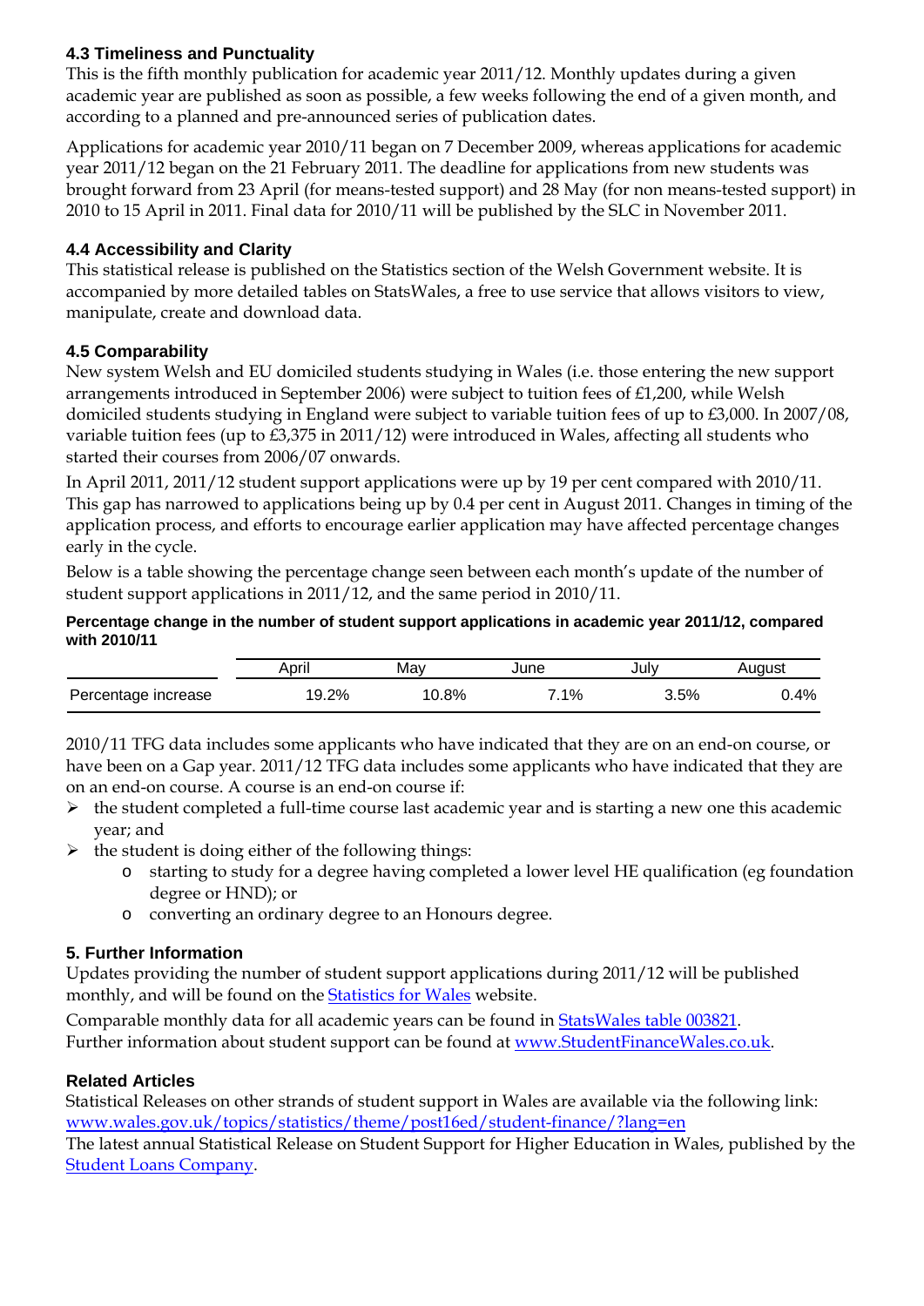### 4.3 Timeliness and Punctuality

This is the fifth monthly publication for academic year 2011/12. Monthly updates during a given academic year are published as soon as possible, a few weeks following the end of a given month, and according to a planned and pre-announced series of publication dates.

Applications for academic year 2010/11 began on 7 December 2009, whereas applications for academic year 2011/12 began on the 21 February 2011. The deadline for applications from new students was brought forward from 23 April (for means-tested support) and 28 May (for non means-tested support) in 2010 to 15 April in 2011. Final data for 2010/11 will be published by the SLC in November 2011.

### 4.4 Accessibility and Clarity

This statistical release is published on the Statistics section of the Welsh Government website. It is accompanied by more detailed tables on StatsWales, a free to use service that allows visitors to view, manipulate, create and download data.

### 4.5 Comparability

New system Welsh and EU domiciled students studying in Wales (i.e. those entering the new support arrangements introduced in September 2006) were subject to tuition fees of £1,200, while Welsh domiciled students studying in England were subject to variable tuition fees of up to £3,000. In 2007/08, variable tuition fees (up to £3,375 in 2011/12) were introduced in Wales, affecting all students who started their courses from 2006/07 onwards.

In April 2011, 2011/12 student support applications were up by 19 per cent compared with 2010/11. This gap has narrowed to applications being up by 0.4 per cent in August 2011. Changes in timing of the application process, and efforts to encourage earlier application may have affected percentage changes early in the cycle.

Below is a table showing the percentage change seen between each month's update of the number of student support applications in 2011/12, and the same period in 2010/11.

**Percentage change in the number of student support applications in academic year 2011/12, compared with 2010/11**

| | April | May | June | July | August |
|---|---|---|---|---|---|
| Percentage increase | 19.2% | 10.8% | 7.1% | 3.5% | 0.4% |

2010/11 TFG data includes some applicants who have indicated that they are on an end-on course, or have been on a Gap year. 2011/12 TFG data includes some applicants who have indicated that they are on an end-on course. A course is an end-on course if:

- the student completed a full-time course last academic year and is starting a new one this academic year; and
- the student is doing either of the following things:
    - starting to study for a degree having completed a lower level HE qualification (eg foundation degree or HND); or
    - converting an ordinary degree to an Honours degree.

## 5. Further Information

Updates providing the number of student support applications during 2011/12 will be published monthly, and will be found on the Statistics for Wales website.

Comparable monthly data for all academic years can be found in StatsWales table 003821.
Further information about student support can be found at www.StudentFinanceWales.co.uk.

### Related Articles

Statistical Releases on other strands of student support in Wales are available via the following link:
www.wales.gov.uk/topics/statistics/theme/post16ed/student-finance/?lang=en
The latest annual Statistical Release on Student Support for Higher Education in Wales, published by the Student Loans Company.